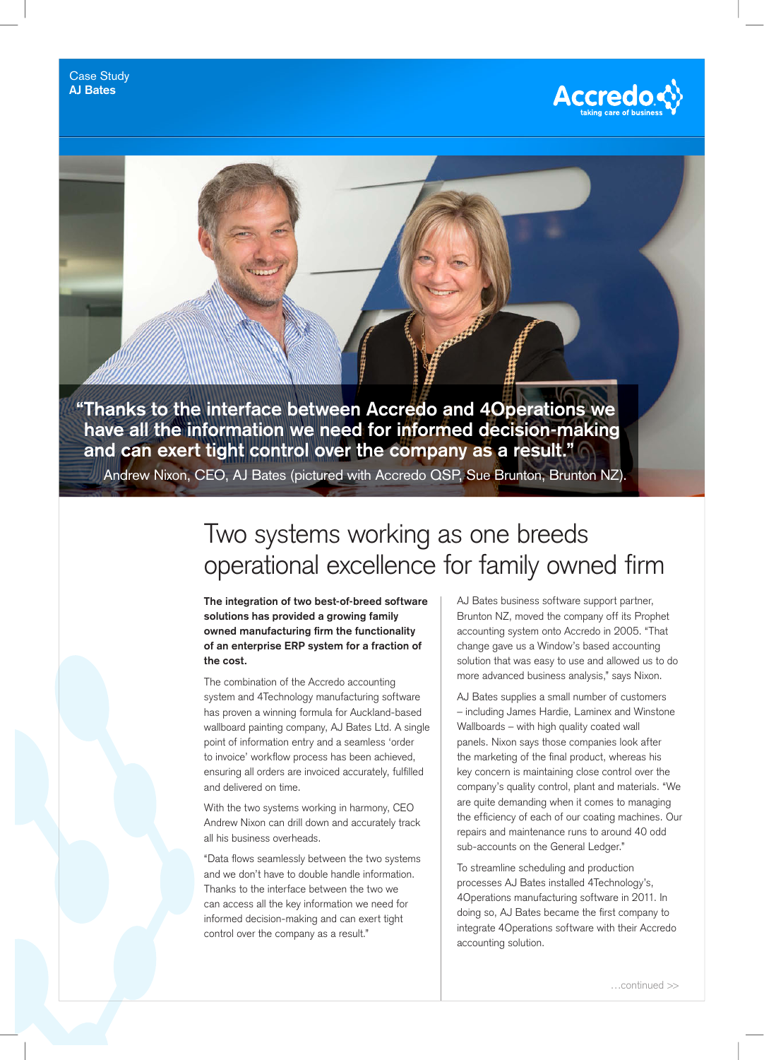Case Study
**AJ Bates**

Accredo
taking care of business

**"Thanks to the interface between Accredo and 4Operations we have all the information we need for informed decision-making and can exert tight control over the company as a result."**

Andrew Nixon, CEO, AJ Bates (pictured with Accredo QSP, Sue Brunton, Brunton NZ).

# Two systems working as one breeds operational excellence for family owned firm

**The integration of two best-of-breed software solutions has provided a growing family owned manufacturing firm the functionality of an enterprise ERP system for a fraction of the cost.**

The combination of the Accredo accounting system and 4Technology manufacturing software has proven a winning formula for Auckland-based wallboard painting company, AJ Bates Ltd. A single point of information entry and a seamless 'order to invoice' workflow process has been achieved, ensuring all orders are invoiced accurately, fulfilled and delivered on time.

With the two systems working in harmony, CEO Andrew Nixon can drill down and accurately track all his business overheads.

"Data flows seamlessly between the two systems and we don't have to double handle information. Thanks to the interface between the two we can access all the key information we need for informed decision-making and can exert tight control over the company as a result."

AJ Bates business software support partner, Brunton NZ, moved the company off its Prophet accounting system onto Accredo in 2005. "That change gave us a Window's based accounting solution that was easy to use and allowed us to do more advanced business analysis," says Nixon.

AJ Bates supplies a small number of customers – including James Hardie, Laminex and Winstone Wallboards – with high quality coated wall panels. Nixon says those companies look after the marketing of the final product, whereas his key concern is maintaining close control over the company's quality control, plant and materials. "We are quite demanding when it comes to managing the efficiency of each of our coating machines. Our repairs and maintenance runs to around 40 odd sub-accounts on the General Ledger."

To streamline scheduling and production processes AJ Bates installed 4Technology's, 4Operations manufacturing software in 2011. In doing so, AJ Bates became the first company to integrate 4Operations software with their Accredo accounting solution.

…continued >>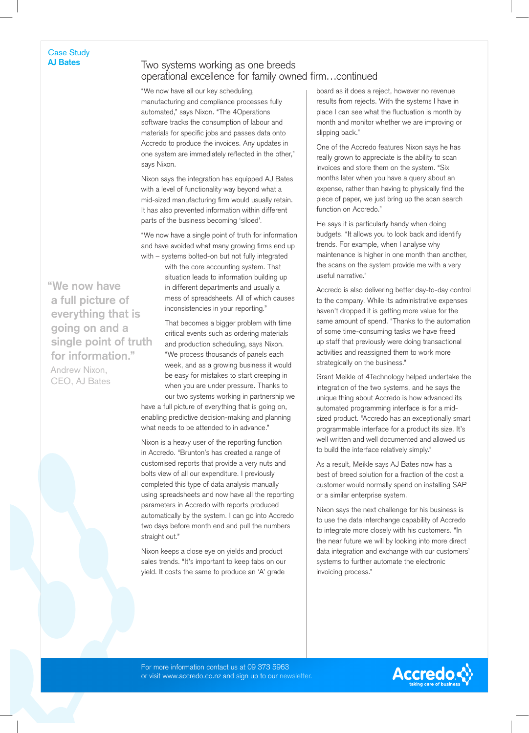Case Study
**AJ Bates**

# Two systems working as one breeds operational excellence for family owned firm…continued

"We now have all our key scheduling, manufacturing and compliance processes fully automated," says Nixon. "The 4Operations software tracks the consumption of labour and materials for specific jobs and passes data onto Accredo to produce the invoices. Any updates in one system are immediately reflected in the other," says Nixon.

Nixon says the integration has equipped AJ Bates with a level of functionality way beyond what a mid-sized manufacturing firm would usually retain. It has also prevented information within different parts of the business becoming 'siloed'.

"We now have a single point of truth for information and have avoided what many growing firms end up with – systems bolted-on but not fully integrated with the core accounting system. That situation leads to information building up in different departments and usually a mess of spreadsheets. All of which causes inconsistencies in your reporting."

> **"We now have a full picture of everything that is going on and a single point of truth for information."**
> Andrew Nixon, CEO, AJ Bates

That becomes a bigger problem with time critical events such as ordering materials and production scheduling, says Nixon. "We process thousands of panels each week, and as a growing business it would be easy for mistakes to start creeping in when you are under pressure. Thanks to our two systems working in partnership we have a full picture of everything that is going on, enabling predictive decision-making and planning what needs to be attended to in advance."

Nixon is a heavy user of the reporting function in Accredo. "Brunton's has created a range of customised reports that provide a very nuts and bolts view of all our expenditure. I previously completed this type of data analysis manually using spreadsheets and now have all the reporting parameters in Accredo with reports produced automatically by the system. I can go into Accredo two days before month end and pull the numbers straight out."

Nixon keeps a close eye on yields and product sales trends. "It's important to keep tabs on our yield. It costs the same to produce an 'A' grade board as it does a reject, however no revenue results from rejects. With the systems I have in place I can see what the fluctuation is month by month and monitor whether we are improving or slipping back."

One of the Accredo features Nixon says he has really grown to appreciate is the ability to scan invoices and store them on the system. "Six months later when you have a query about an expense, rather than having to physically find the piece of paper, we just bring up the scan search function on Accredo."

He says it is particularly handy when doing budgets. "It allows you to look back and identify trends. For example, when I analyse why maintenance is higher in one month than another, the scans on the system provide me with a very useful narrative."

Accredo is also delivering better day-to-day control to the company. While its administrative expenses haven't dropped it is getting more value for the same amount of spend. "Thanks to the automation of some time-consuming tasks we have freed up staff that previously were doing transactional activities and reassigned them to work more strategically on the business."

Grant Meikle of 4Technology helped undertake the integration of the two systems, and he says the unique thing about Accredo is how advanced its automated programming interface is for a mid-sized product. "Accredo has an exceptionally smart programmable interface for a product its size. It's well written and well documented and allowed us to build the interface relatively simply."

As a result, Meikle says AJ Bates now has a best of breed solution for a fraction of the cost a customer would normally spend on installing SAP or a similar enterprise system.

Nixon says the next challenge for his business is to use the data interchange capability of Accredo to integrate more closely with his customers. "In the near future we will by looking into more direct data integration and exchange with our customers' systems to further automate the electronic invoicing process."

For more information contact us at 09 373 5963
or visit www.accredo.co.nz and sign up to our newsletter.

Accredo
taking care of business